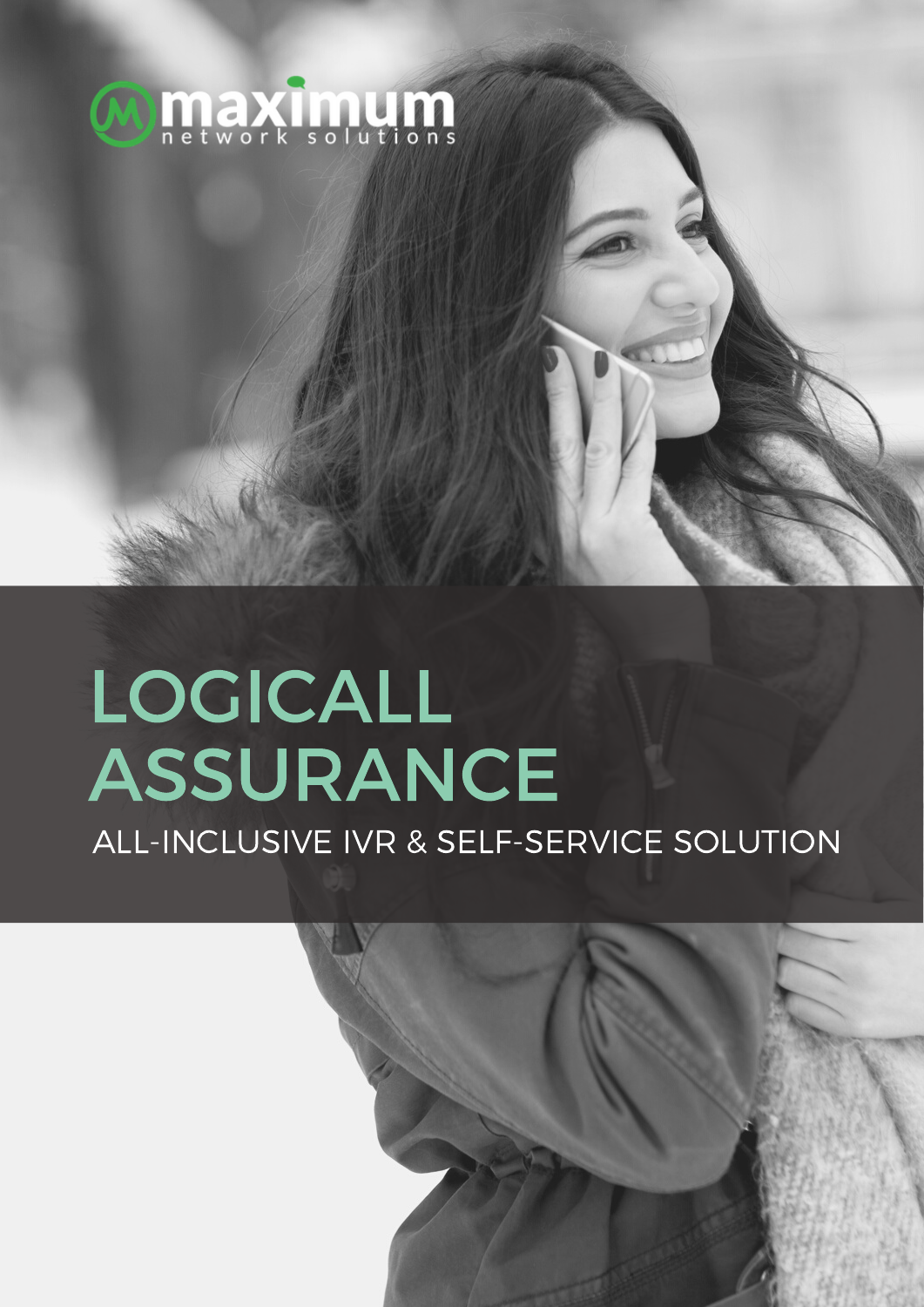maximum
network solutions

# LOGICALL ASSURANCE

ALL-INCLUSIVE IVR & SELF-SERVICE SOLUTION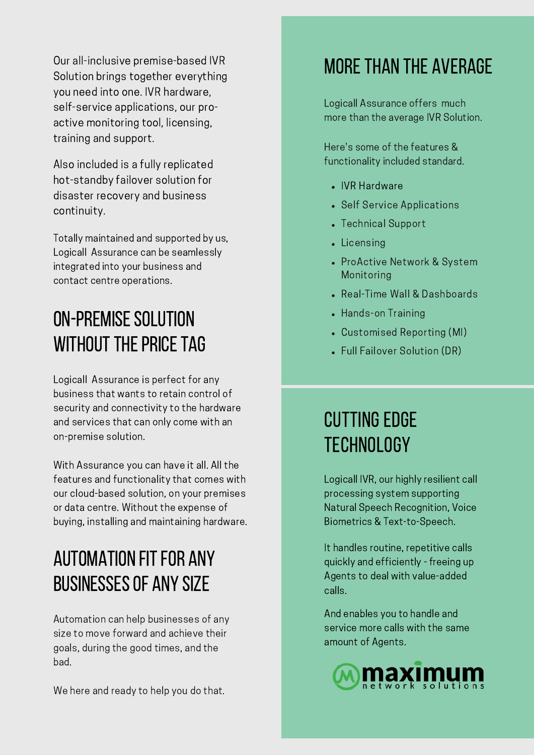Our all-inclusive premise-based IVR Solution brings together everything you need into one. IVR hardware, self-service applications, our pro-active monitoring tool, licensing, training and support.

Also included is a fully replicated hot-standby failover solution for disaster recovery and business continuity.

Totally maintained and supported by us, Logicall Assurance can be seamlessly integrated into your business and contact centre operations.

## ON-PREMISE SOLUTION WITHOUT THE PRICE TAG

Logicall Assurance is perfect for any business that wants to retain control of security and connectivity to the hardware and services that can only come with an on-premise solution.

With Assurance you can have it all. All the features and functionality that comes with our cloud-based solution, on your premises or data centre. Without the expense of buying, installing and maintaining hardware.

## AUTOMATION FIT FOR ANY BUSINESSES OF ANY SIZE

Automation can help businesses of any size to move forward and achieve their goals, during the good times, and the bad.

We here and ready to help you do that.

## MORE THAN THE AVERAGE

Logicall Assurance offers much more than the average IVR Solution.

Here's some of the features & functionality included standard.

- IVR Hardware
- Self Service Applications
- Technical Support
- Licensing
- ProActive Network & System Monitoring
- Real-Time Wall & Dashboards
- Hands-on Training
- Customised Reporting (MI)
- Full Failover Solution (DR)

## CUTTING EDGE TECHNOLOGY

Logicall IVR, our highly resilient call processing system supporting Natural Speech Recognition, Voice Biometrics & Text-to-Speech.

It handles routine, repetitive calls quickly and efficiently - freeing up Agents to deal with value-added calls.

And enables you to handle and service more calls with the same amount of Agents.

maximum network solutions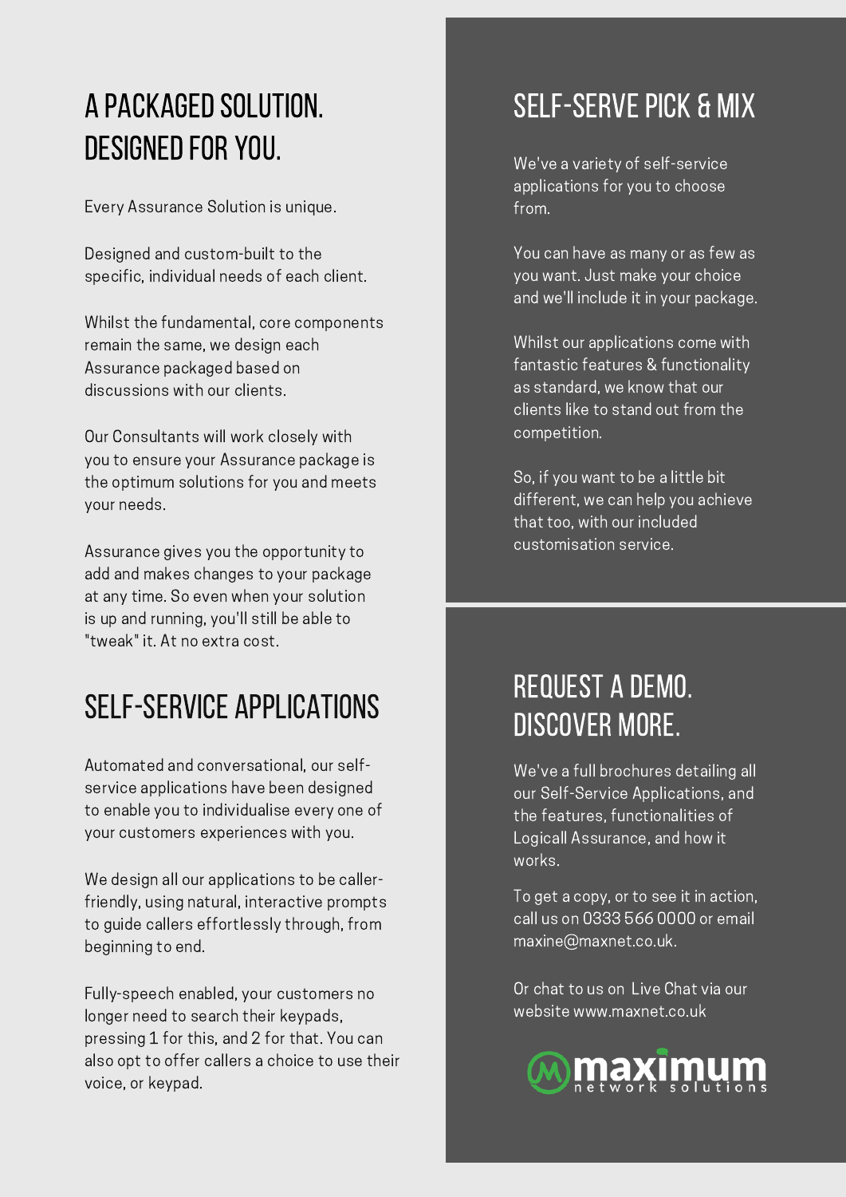# A PACKAGED SOLUTION. DESIGNED FOR YOU.

Every Assurance Solution is unique.

Designed and custom-built to the specific, individual needs of each client.

Whilst the fundamental, core components remain the same, we design each Assurance packaged based on discussions with our clients.

Our Consultants will work closely with you to ensure your Assurance package is the optimum solutions for you and meets your needs.

Assurance gives you the opportunity to add and makes changes to your package at any time. So even when your solution is up and running, you'll still be able to "tweak" it. At no extra cost.

# SELF-SERVICE APPLICATIONS

Automated and conversational, our self-service applications have been designed to enable you to individualise every one of your customers experiences with you.

We design all our applications to be caller-friendly, using natural, interactive prompts to guide callers effortlessly through, from beginning to end.

Fully-speech enabled, your customers no longer need to search their keypads, pressing 1 for this, and 2 for that. You can also opt to offer callers a choice to use their voice, or keypad.

# SELF-SERVE PICK & MIX

We've a variety of self-service applications for you to choose from.

You can have as many or as few as you want. Just make your choice and we'll include it in your package.

Whilst our applications come with fantastic features & functionality as standard, we know that our clients like to stand out from the competition.

So, if you want to be a little bit different, we can help you achieve that too, with our included customisation service.

# REQUEST A DEMO. DISCOVER MORE.

We've a full brochures detailing all our Self-Service Applications, and the features, functionalities of Logicall Assurance, and how it works.

To get a copy, or to see it in action, call us on 0333 566 0000 or email maxine@maxnet.co.uk.

Or chat to us on Live Chat via our website www.maxnet.co.uk

maximum network solutions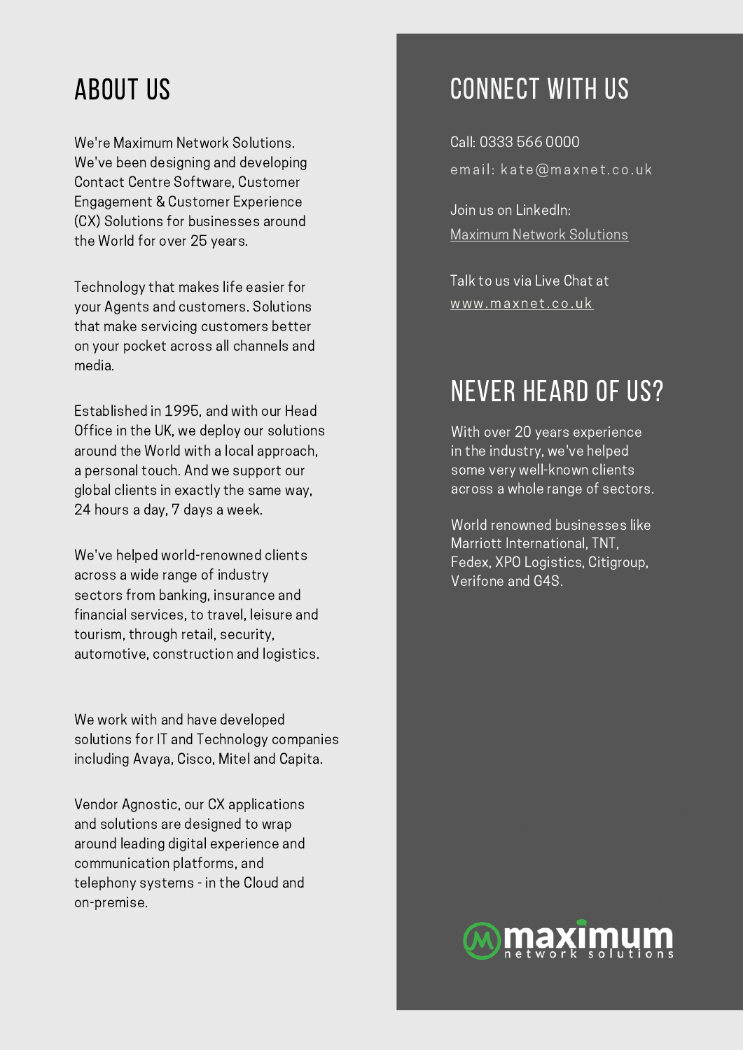## ABOUT US

We're Maximum Network Solutions. We've been designing and developing Contact Centre Software, Customer Engagement & Customer Experience (CX) Solutions for businesses around the World for over 25 years.

Technology that makes life easier for your Agents and customers. Solutions that make servicing customers better on your pocket across all channels and media.

Established in 1995, and with our Head Office in the UK, we deploy our solutions around the World with a local approach, a personal touch. And we support our global clients in exactly the same way, 24 hours a day, 7 days a week.

We've helped world-renowned clients across a wide range of industry sectors from banking, insurance and financial services, to travel, leisure and tourism, through retail, security, automotive, construction and logistics.

We work with and have developed solutions for IT and Technology companies including Avaya, Cisco, Mitel and Capita.

Vendor Agnostic, our CX applications and solutions are designed to wrap around leading digital experience and communication platforms, and telephony systems - in the Cloud and on-premise.

## CONNECT WITH US

Call: 0333 566 0000

email: kate@maxnet.co.uk

Join us on LinkedIn:
Maximum Network Solutions

Talk to us via Live Chat at
www.maxnet.co.uk

## NEVER HEARD OF US?

With over 20 years experience in the industry, we've helped some very well-known clients across a whole range of sectors.

World renowned businesses like Marriott International, TNT, Fedex, XPO Logistics, Citigroup, Verifone and G4S.

maximum network solutions